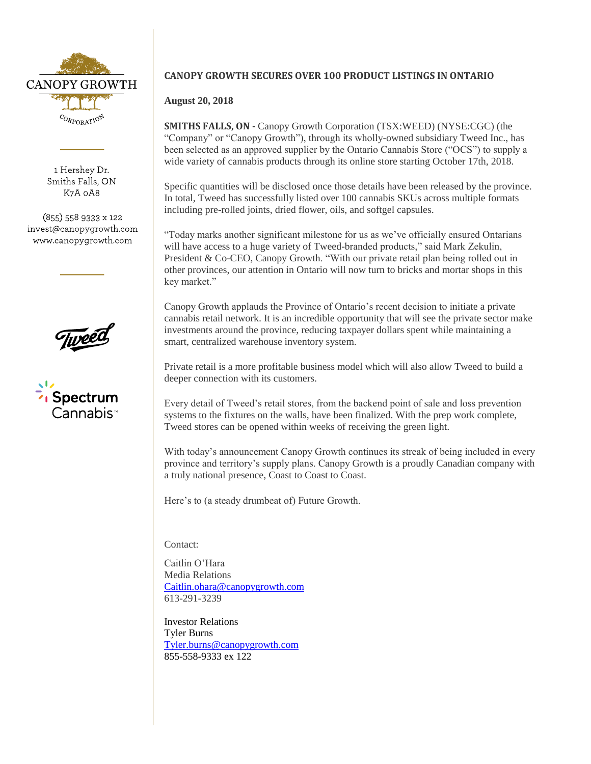CANOPY GROWTH CORPORATION

1 Hershey Dr.
Smiths Falls, ON
K7A 0A8

(855) 558 9333 x 122
invest@canopygrowth.com
www.canopygrowth.com

Tweed

Spectrum Cannabis™

## CANOPY GROWTH SECURES OVER 100 PRODUCT LISTINGS IN ONTARIO

**August 20, 2018**

**SMITHS FALLS, ON -** Canopy Growth Corporation (TSX:WEED) (NYSE:CGC) (the "Company" or "Canopy Growth"), through its wholly-owned subsidiary Tweed Inc., has been selected as an approved supplier by the Ontario Cannabis Store ("OCS") to supply a wide variety of cannabis products through its online store starting October 17th, 2018.

Specific quantities will be disclosed once those details have been released by the province. In total, Tweed has successfully listed over 100 cannabis SKUs across multiple formats including pre-rolled joints, dried flower, oils, and softgel capsules.

"Today marks another significant milestone for us as we've officially ensured Ontarians will have access to a huge variety of Tweed-branded products," said Mark Zekulin, President & Co-CEO, Canopy Growth. "With our private retail plan being rolled out in other provinces, our attention in Ontario will now turn to bricks and mortar shops in this key market."

Canopy Growth applauds the Province of Ontario's recent decision to initiate a private cannabis retail network. It is an incredible opportunity that will see the private sector make investments around the province, reducing taxpayer dollars spent while maintaining a smart, centralized warehouse inventory system.

Private retail is a more profitable business model which will also allow Tweed to build a deeper connection with its customers.

Every detail of Tweed's retail stores, from the backend point of sale and loss prevention systems to the fixtures on the walls, have been finalized. With the prep work complete, Tweed stores can be opened within weeks of receiving the green light.

With today's announcement Canopy Growth continues its streak of being included in every province and territory's supply plans. Canopy Growth is a proudly Canadian company with a truly national presence, Coast to Coast to Coast.

Here's to (a steady drumbeat of) Future Growth.

Contact:

Caitlin O'Hara
Media Relations
Caitlin.ohara@canopygrowth.com
613-291-3239

Investor Relations
Tyler Burns
Tyler.burns@canopygrowth.com
855-558-9333 ex 122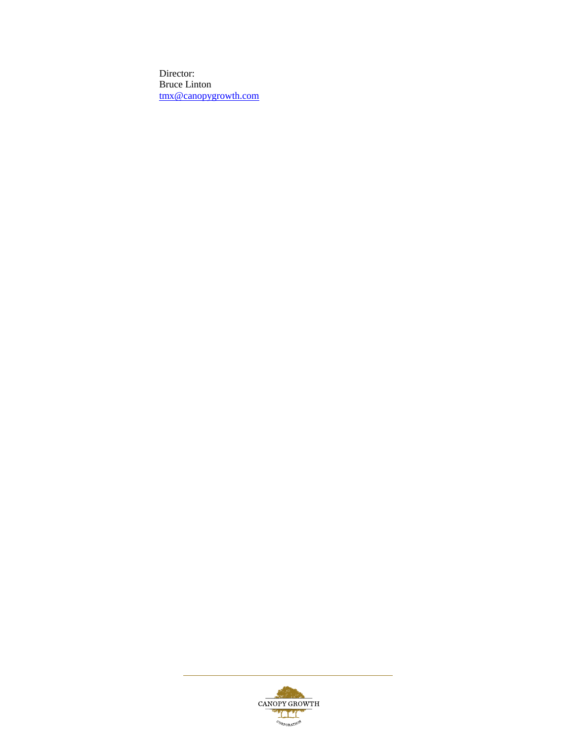Director:
Bruce Linton
tmx@canopygrowth.com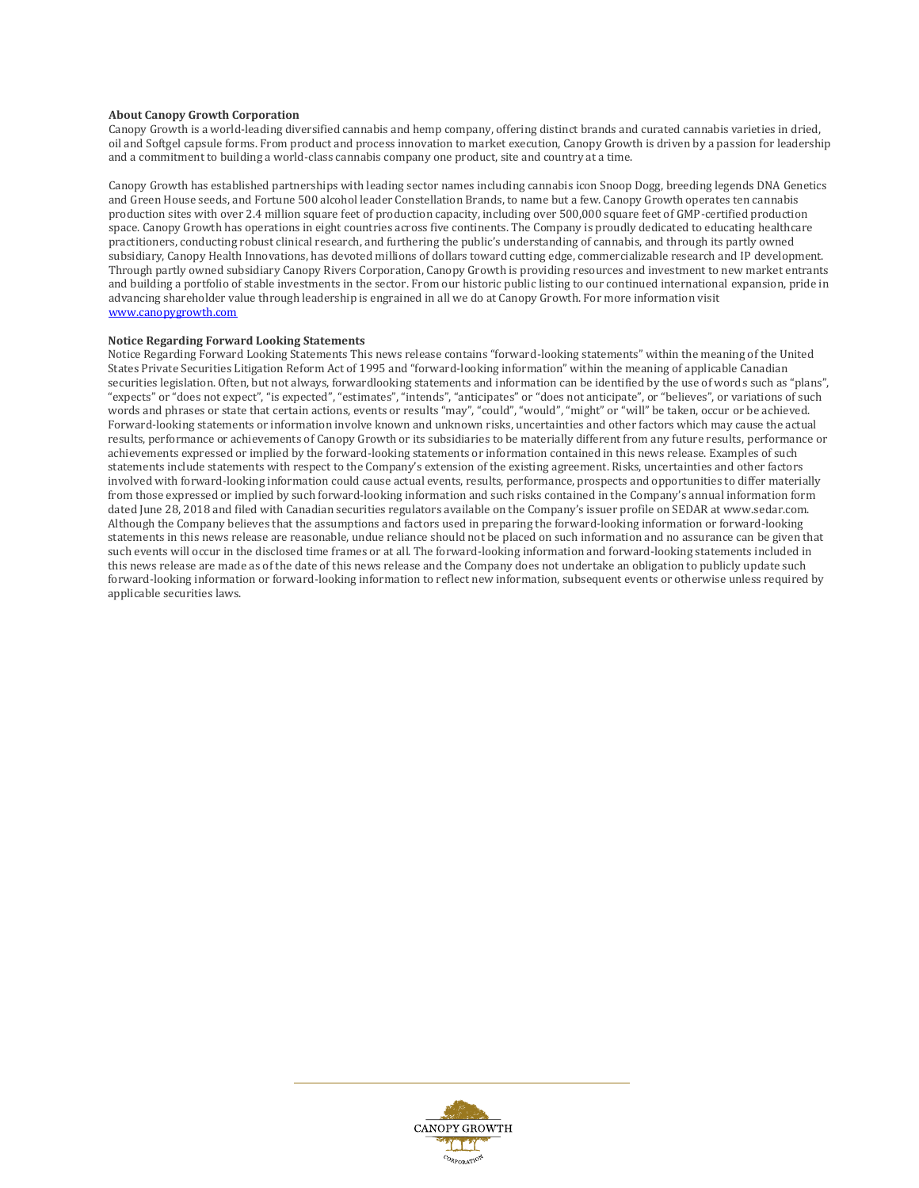**About Canopy Growth Corporation**

Canopy Growth is a world-leading diversified cannabis and hemp company, offering distinct brands and curated cannabis varieties in dried, oil and Softgel capsule forms. From product and process innovation to market execution, Canopy Growth is driven by a passion for leadership and a commitment to building a world-class cannabis company one product, site and country at a time.

Canopy Growth has established partnerships with leading sector names including cannabis icon Snoop Dogg, breeding legends DNA Genetics and Green House seeds, and Fortune 500 alcohol leader Constellation Brands, to name but a few. Canopy Growth operates ten cannabis production sites with over 2.4 million square feet of production capacity, including over 500,000 square feet of GMP-certified production space. Canopy Growth has operations in eight countries across five continents. The Company is proudly dedicated to educating healthcare practitioners, conducting robust clinical research, and furthering the public's understanding of cannabis, and through its partly owned subsidiary, Canopy Health Innovations, has devoted millions of dollars toward cutting edge, commercializable research and IP development. Through partly owned subsidiary Canopy Rivers Corporation, Canopy Growth is providing resources and investment to new market entrants and building a portfolio of stable investments in the sector. From our historic public listing to our continued international expansion, pride in advancing shareholder value through leadership is engrained in all we do at Canopy Growth. For more information visit [www.canopygrowth.com](http://www.canopygrowth.com)

**Notice Regarding Forward Looking Statements**

Notice Regarding Forward Looking Statements This news release contains "forward-looking statements" within the meaning of the United States Private Securities Litigation Reform Act of 1995 and "forward-looking information" within the meaning of applicable Canadian securities legislation. Often, but not always, forwardlooking statements and information can be identified by the use of words such as "plans", "expects" or "does not expect", "is expected", "estimates", "intends", "anticipates" or "does not anticipate", or "believes", or variations of such words and phrases or state that certain actions, events or results "may", "could", "would", "might" or "will" be taken, occur or be achieved. Forward-looking statements or information involve known and unknown risks, uncertainties and other factors which may cause the actual results, performance or achievements of Canopy Growth or its subsidiaries to be materially different from any future results, performance or achievements expressed or implied by the forward-looking statements or information contained in this news release. Examples of such statements include statements with respect to the Company's extension of the existing agreement. Risks, uncertainties and other factors involved with forward-looking information could cause actual events, results, performance, prospects and opportunities to differ materially from those expressed or implied by such forward-looking information and such risks contained in the Company's annual information form dated June 28, 2018 and filed with Canadian securities regulators available on the Company's issuer profile on SEDAR at www.sedar.com. Although the Company believes that the assumptions and factors used in preparing the forward-looking information or forward-looking statements in this news release are reasonable, undue reliance should not be placed on such information and no assurance can be given that such events will occur in the disclosed time frames or at all. The forward-looking information and forward-looking statements included in this news release are made as of the date of this news release and the Company does not undertake an obligation to publicly update such forward-looking information or forward-looking information to reflect new information, subsequent events or otherwise unless required by applicable securities laws.